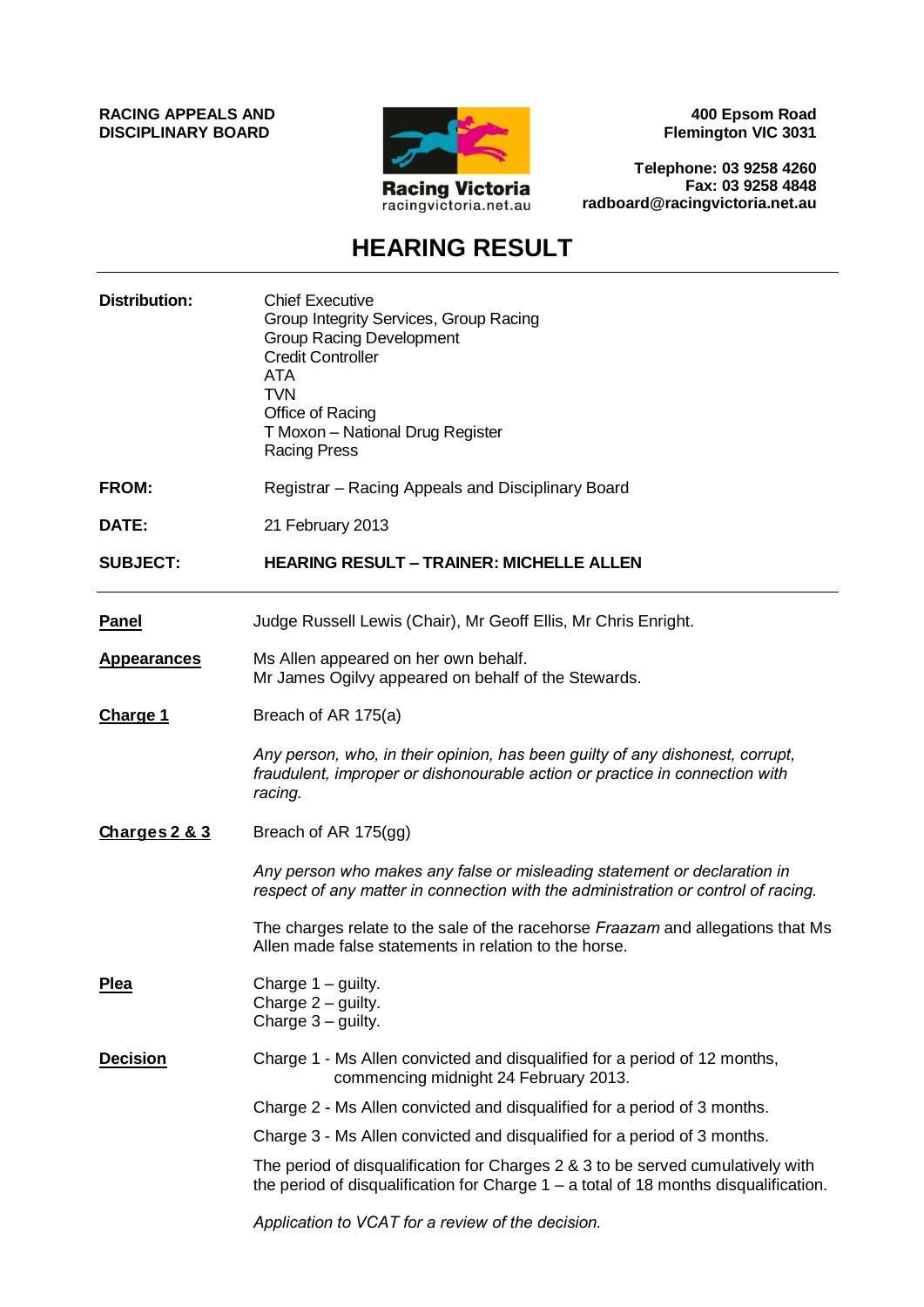**RACING APPEALS AND DISCIPLINARY BOARD**

Racing Victoria
racingvictoria.net.au

**400 Epsom Road**
**Flemington VIC 3031**

**Telephone: 03 9258 4260**
**Fax: 03 9258 4848**
**radboard@racingvictoria.net.au**

# HEARING RESULT

**Distribution:** Chief Executive
Group Integrity Services, Group Racing
Group Racing Development
Credit Controller
ATA
TVN
Office of Racing
T Moxon – National Drug Register
Racing Press

**FROM:** Registrar – Racing Appeals and Disciplinary Board

**DATE:** 21 February 2013

**SUBJECT:** **HEARING RESULT – TRAINER: MICHELLE ALLEN**

---

**Panel**

Judge Russell Lewis (Chair), Mr Geoff Ellis, Mr Chris Enright.

**Appearances**

Ms Allen appeared on her own behalf.
Mr James Ogilvy appeared on behalf of the Stewards.

**Charge 1**

Breach of AR 175(a)

*Any person, who, in their opinion, has been guilty of any dishonest, corrupt, fraudulent, improper or dishonourable action or practice in connection with racing.*

**Charges 2 & 3**

Breach of AR 175(gg)

*Any person who makes any false or misleading statement or declaration in respect of any matter in connection with the administration or control of racing.*

The charges relate to the sale of the racehorse *Fraazam* and allegations that Ms Allen made false statements in relation to the horse.

**Plea**

Charge 1 – guilty.
Charge 2 – guilty.
Charge 3 – guilty.

**Decision**

Charge 1 - Ms Allen convicted and disqualified for a period of 12 months, commencing midnight 24 February 2013.

Charge 2 - Ms Allen convicted and disqualified for a period of 3 months.

Charge 3 - Ms Allen convicted and disqualified for a period of 3 months.

The period of disqualification for Charges 2 & 3 to be served cumulatively with the period of disqualification for Charge 1 – a total of 18 months disqualification.

*Application to VCAT for a review of the decision.*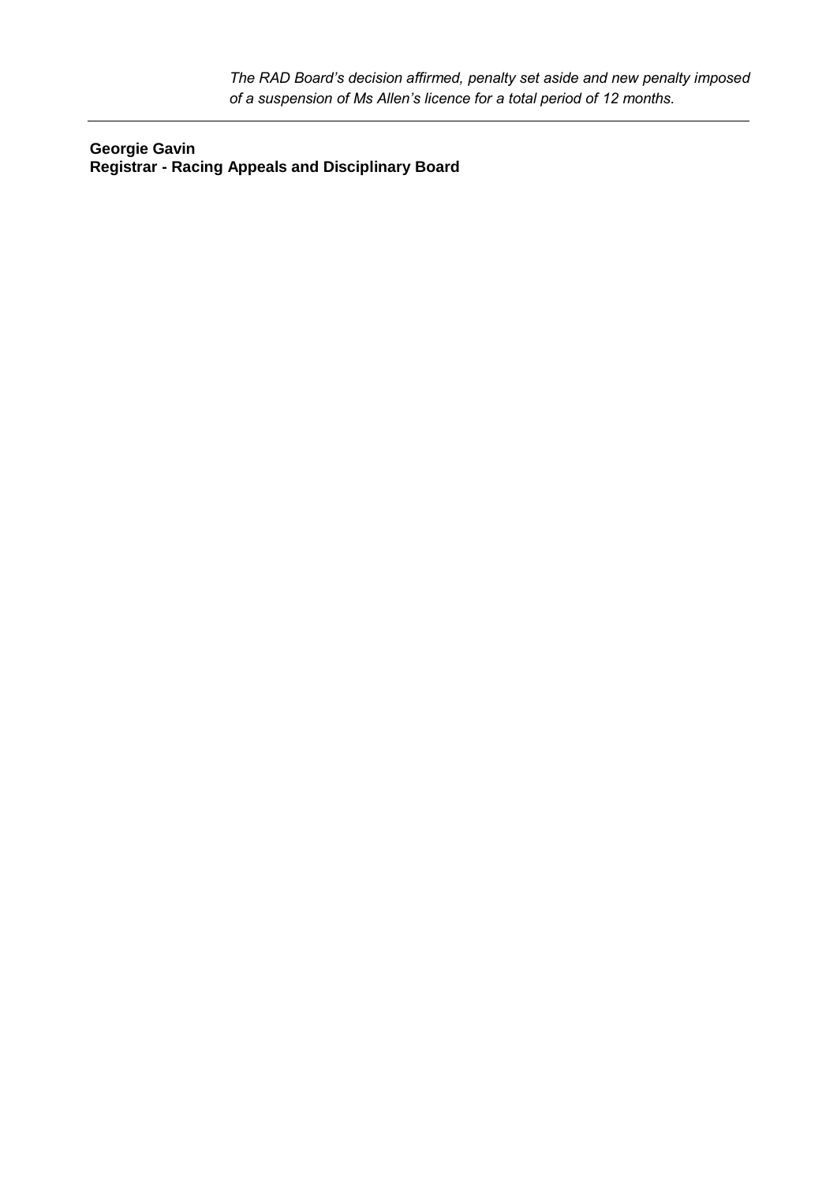*The RAD Board's decision affirmed, penalty set aside and new penalty imposed of a suspension of Ms Allen's licence for a total period of 12 months.*

---

**Georgie Gavin**
**Registrar - Racing Appeals and Disciplinary Board**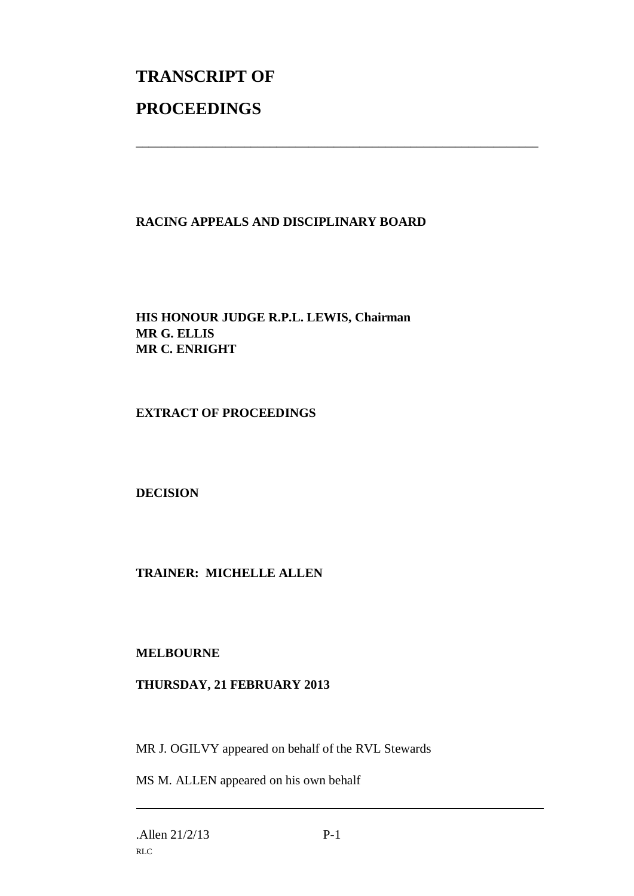# TRANSCRIPT OF

# PROCEEDINGS

---

**RACING APPEALS AND DISCIPLINARY BOARD**

**HIS HONOUR JUDGE R.P.L. LEWIS, Chairman**
**MR G. ELLIS**
**MR C. ENRIGHT**

**EXTRACT OF PROCEEDINGS**

**DECISION**

**TRAINER: MICHELLE ALLEN**

**MELBOURNE**

**THURSDAY, 21 FEBRUARY 2013**

MR J. OGILVY appeared on behalf of the RVL Stewards

MS M. ALLEN appeared on his own behalf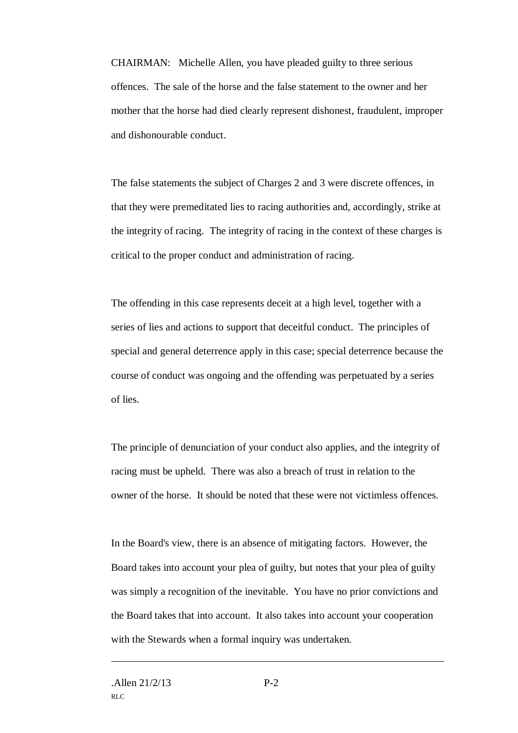CHAIRMAN: Michelle Allen, you have pleaded guilty to three serious offences. The sale of the horse and the false statement to the owner and her mother that the horse had died clearly represent dishonest, fraudulent, improper and dishonourable conduct.

The false statements the subject of Charges 2 and 3 were discrete offences, in that they were premeditated lies to racing authorities and, accordingly, strike at the integrity of racing. The integrity of racing in the context of these charges is critical to the proper conduct and administration of racing.

The offending in this case represents deceit at a high level, together with a series of lies and actions to support that deceitful conduct. The principles of special and general deterrence apply in this case; special deterrence because the course of conduct was ongoing and the offending was perpetuated by a series of lies.

The principle of denunciation of your conduct also applies, and the integrity of racing must be upheld. There was also a breach of trust in relation to the owner of the horse. It should be noted that these were not victimless offences.

In the Board's view, there is an absence of mitigating factors. However, the Board takes into account your plea of guilty, but notes that your plea of guilty was simply a recognition of the inevitable. You have no prior convictions and the Board takes that into account. It also takes into account your cooperation with the Stewards when a formal inquiry was undertaken.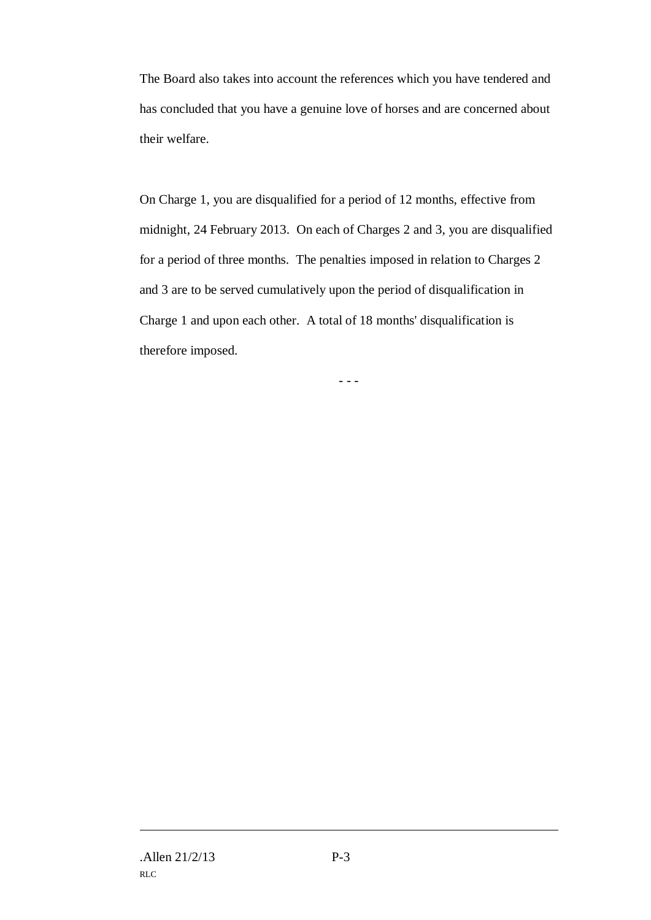The Board also takes into account the references which you have tendered and has concluded that you have a genuine love of horses and are concerned about their welfare.

On Charge 1, you are disqualified for a period of 12 months, effective from midnight, 24 February 2013. On each of Charges 2 and 3, you are disqualified for a period of three months. The penalties imposed in relation to Charges 2 and 3 are to be served cumulatively upon the period of disqualification in Charge 1 and upon each other. A total of 18 months' disqualification is therefore imposed.

- - -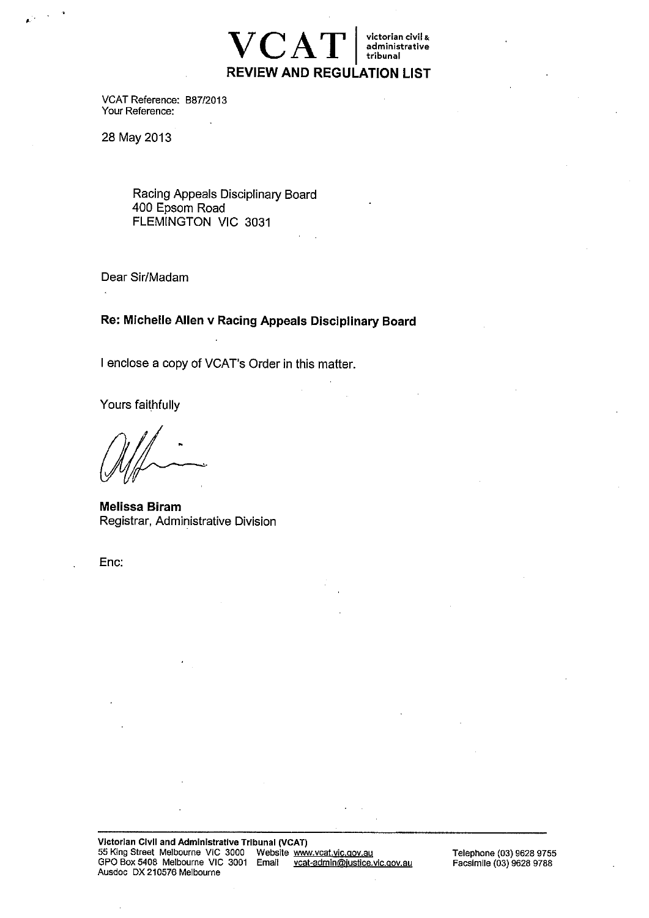**VCAT** | victorian civil & administrative tribunal

**REVIEW AND REGULATION LIST**

VCAT Reference: B87/2013
Your Reference:

28 May 2013

Racing Appeals Disciplinary Board
400 Epsom Road
FLEMINGTON VIC 3031

Dear Sir/Madam

**Re: Michelle Allen v Racing Appeals Disciplinary Board**

I enclose a copy of VCAT's Order in this matter.

Yours faithfully

**Melissa Biram**
Registrar, Administrative Division

Enc:

**Victorian Civil and Administrative Tribunal (VCAT)**
55 King Street Melbourne VIC 3000 Website www.vcat.vic.gov.au
GPO Box 5408 Melbourne VIC 3001 Email vcat-admin@justice.vic.gov.au
Ausdoc DX 210576 Melbourne
Telephone (03) 9628 9755
Facsimile (03) 9628 9788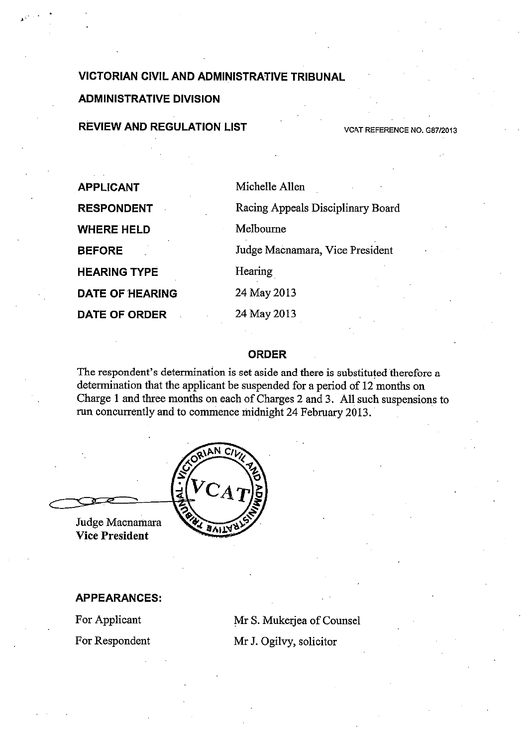**VICTORIAN CIVIL AND ADMINISTRATIVE TRIBUNAL**

**ADMINISTRATIVE DIVISION**

**REVIEW AND REGULATION LIST** VCAT REFERENCE NO. G87/2013

| | |
|---|---|
| **APPLICANT** | Michelle Allen |
| **RESPONDENT** | Racing Appeals Disciplinary Board |
| **WHERE HELD** | Melbourne |
| **BEFORE** | Judge Macnamara, Vice President |
| **HEARING TYPE** | Hearing |
| **DATE OF HEARING** | 24 May 2013 |
| **DATE OF ORDER** | 24 May 2013 |

## ORDER

The respondent's determination is set aside and there is substituted therefore a determination that the applicant be suspended for a period of 12 months on Charge 1 and three months on each of Charges 2 and 3. All such suspensions to run concurrently and to commence midnight 24 February 2013.

Judge Macnamara
**Vice President**

**APPEARANCES:**

| | |
|---|---|
| For Applicant | Mr S. Mukerjea of Counsel |
| For Respondent | Mr J. Ogilvy, solicitor |